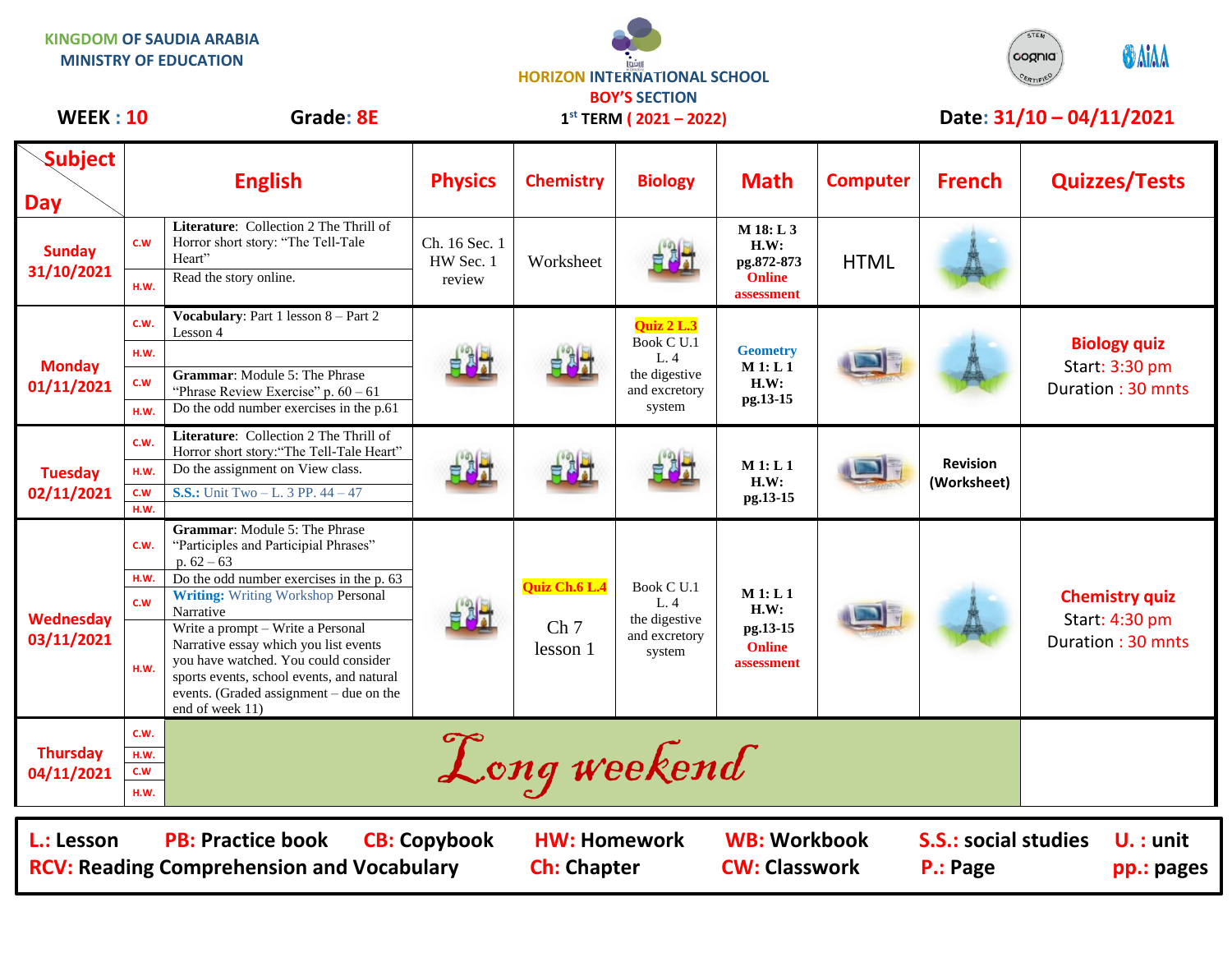KINGDOM OF SAUDIA ARABIA
MINISTRY OF EDUCATION

HORIZON INTERNATIONAL SCHOOL
BOY'S SECTION
1st TERM ( 2021 – 2022)

**WEEK : 10** **Grade: 8E** **Date: 31/10 – 04/11/2021**

| Subject / Day | | English | Physics | Chemistry | Biology | Math | Computer | French | Quizzes/Tests |
|---|---|---|---|---|---|---|---|---|---|
| Sunday 31/10/2021 | C.W | **Literature**: Collection 2 The Thrill of Horror short story: "The Tell-Tale Heart" | Ch. 16 Sec. 1 HW Sec. 1 review | Worksheet | | **M 18: L 3 H.W: pg.872-873** Online assessment | HTML | | |
| | H.W. | Read the story online. | | | | | | | |
| Monday 01/11/2021 | C.W. | **Vocabulary**: Part 1 lesson 8 – Part 2 Lesson 4 | | | **Quiz 2 L.3** Book C U.1 L. 4 the digestive and excretory system | **Geometry M 1: L 1 H.W: pg.13-15** | | | **Biology quiz** Start: 3:30 pm Duration : 30 mnts |
| | H.W. | | | | | | | | |
| | C.W | **Grammar**: Module 5: The Phrase "Phrase Review Exercise" p. 60 – 61 | | | | | | | |
| | H.W. | Do the odd number exercises in the p.61 | | | | | | | |
| Tuesday 02/11/2021 | C.W. | **Literature**: Collection 2 The Thrill of Horror short story:"The Tell-Tale Heart" | | | | **M 1: L 1 H.W: pg.13-15** | | Revision (Worksheet) | |
| | H.W. | Do the assignment on View class. | | | | | | | |
| | C.W | **S.S.:** Unit Two – L. 3 PP. 44 – 47 | | | | | | | |
| | H.W. | | | | | | | | |
| Wednesday 03/11/2021 | C.W. | **Grammar**: Module 5: The Phrase "Participles and Participial Phrases" p. 62 – 63 | | **Quiz Ch.6 L.4** Ch 7 lesson 1 | Book C U.1 L. 4 the digestive and excretory system | **M 1: L 1 H.W: pg.13-15** Online assessment | | | **Chemistry quiz** Start: 4:30 pm Duration : 30 mnts |
| | H.W. | Do the odd number exercises in the p. 63 | | | | | | | |
| | C.W | **Writing:** Writing Workshop Personal Narrative | | | | | | | |
| | H.W. | Write a prompt – Write a Personal Narrative essay which you list events you have watched. You could consider sports events, school events, and natural events. (Graded assignment – due on the end of week 11) | | | | | | | |
| Thursday 04/11/2021 | C.W. | *Long weekend* | | | | | | | |
| | H.W. | | | | | | | | |
| | C.W | | | | | | | | |
| | H.W. | | | | | | | | |

**L.: Lesson** **PB: Practice book** **CB: Copybook** **HW: Homework** **WB: Workbook** **S.S.: social studies** **U. : unit**
**RCV: Reading Comprehension and Vocabulary** **Ch: Chapter** **CW: Classwork** **P.: Page** **pp.: pages**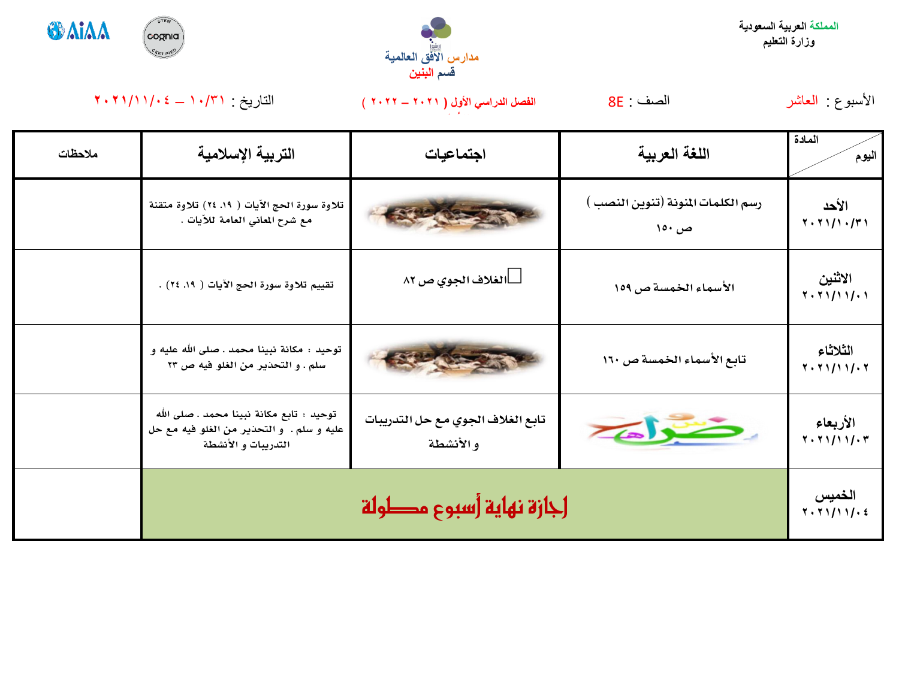المملكة العربية السعودية
وزارة التعليم

مدارس الأفق العالمية
قسم البنين

الأسبوع : العاشر　　الصف : 8E　　الفصل الدراسي الأول ( ٢٠٢١ – ٢٠٢٢ )　　التاريخ : ١٠/٣١ – ٢٠٢١/١١/٠٤

| المادة / اليوم | اللغة العربية | اجتماعيات | التربية الإسلامية | ملاحظات |
|---|---|---|---|---|
| الأحد ٢٠٢١/١٠/٣١ | رسم الكلمات المنونة (تنوين النصب ) ص ١٥٠ | | تلاوة سورة الحج الآيات ( ١٩. ٢٤) تلاوة متقنة مع شرح المعاني العامة للآيات . | |
| الاثنين ٢٠٢١/١١/٠١ | الأسماء الخمسة ص ١٥٩ | الغلاف الجوي ص ٨٢ | تقييم تلاوة سورة الحج الآيات ( ١٩. ٢٤) . | |
| الثلاثاء ٢٠٢١/١١/٠٢ | تابع الأسماء الخمسة ص ١٦٠ | | توحيد : مكانة نبينا محمد . صلى الله عليه و سلم . و التحذير من الغلو فيه ص ٢٣ | |
| الأربعاء ٢٠٢١/١١/٠٣ | | تابع الغلاف الجوي مع حل التدريبات و الأنشطة | توحيد : تابع مكانة نبينا محمد . صلى الله عليه و سلم . و التحذير من الغلو فيه مع حل التدريبات و الأنشطة | |
| الخميس ٢٠٢١/١١/٠٤ | إجازة نهاية أسبوع مطولة | | | |